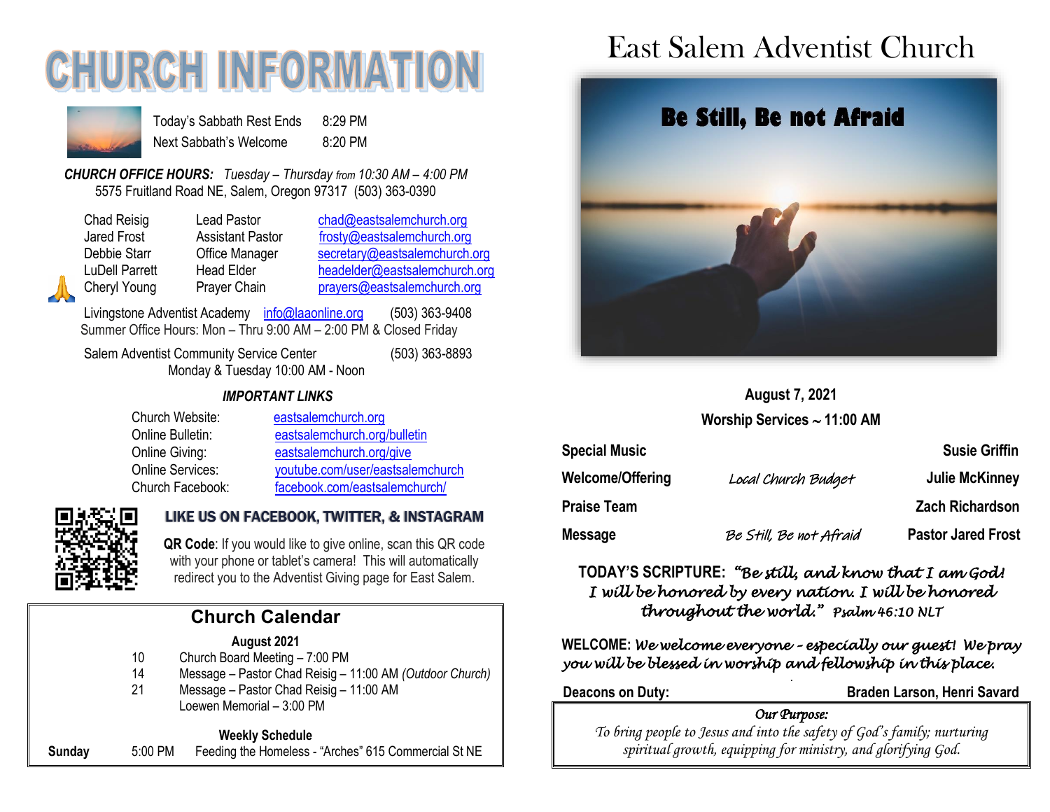# CHURCH INFORMATION

| | |
|---|---|
| Today's Sabbath Rest Ends | 8:29 PM |
| Next Sabbath's Welcome | 8:20 PM |

***CHURCH OFFICE HOURS:*** *Tuesday – Thursday from 10:30 AM – 4:00 PM*
5575 Fruitland Road NE, Salem, Oregon 97317 (503) 363-0390

| | | |
|---|---|---|
| Chad Reisig | Lead Pastor | chad@eastsalemchurch.org |
| Jared Frost | Assistant Pastor | frosty@eastsalemchurch.org |
| Debbie Starr | Office Manager | secretary@eastsalemchurch.org |
| LuDell Parrett | Head Elder | headelder@eastsalemchurch.org |
| Cheryl Young | Prayer Chain | prayers@eastsalemchurch.org |

Livingstone Adventist Academy info@laaonline.org (503) 363-9408
Summer Office Hours: Mon – Thru 9:00 AM – 2:00 PM & Closed Friday

Salem Adventist Community Service Center (503) 363-8893
Monday & Tuesday 10:00 AM - Noon

### *IMPORTANT LINKS*

| | |
|---|---|
| Church Website: | eastsalemchurch.org |
| Online Bulletin: | eastsalemchurch.org/bulletin |
| Online Giving: | eastsalemchurch.org/give |
| Online Services: | youtube.com/user/eastsalemchurch |
| Church Facebook: | facebook.com/eastsalemchurch/ |

### LIKE US ON FACEBOOK, TWITTER, & INSTAGRAM

**QR Code**: If you would like to give online, scan this QR code with your phone or tablet's camera! This will automatically redirect you to the Adventist Giving page for East Salem.

## Church Calendar

**August 2021**

- 10 Church Board Meeting – 7:00 PM
- 14 Message – Pastor Chad Reisig – 11:00 AM *(Outdoor Church)*
- 21 Message – Pastor Chad Reisig – 11:00 AM
  Loewen Memorial – 3:00 PM

**Weekly Schedule**

**Sunday** 5:00 PM Feeding the Homeless - "Arches" 615 Commercial St NE

# East Salem Adventist Church

## Be Still, Be not Afraid

**August 7, 2021**
**Worship Services ~ 11:00 AM**

| | | |
|---|---|---|
| **Special Music** | | **Susie Griffin** |
| **Welcome/Offering** | *Local Church Budget* | **Julie McKinney** |
| **Praise Team** | | **Zach Richardson** |
| **Message** | *Be Still, Be not Afraid* | **Pastor Jared Frost** |

**TODAY'S SCRIPTURE:** *"Be still, and know that I am God! I will be honored by every nation. I will be honored throughout the world." Psalm 46:10 NLT*

**WELCOME:** *We welcome everyone – especially our guest! We pray you will be blessed in worship and fellowship in this place.*

**Deacons on Duty:** **Braden Larson, Henri Savard**

*Our Purpose:*
*To bring people to Jesus and into the safety of God's family; nurturing spiritual growth, equipping for ministry, and glorifying God.*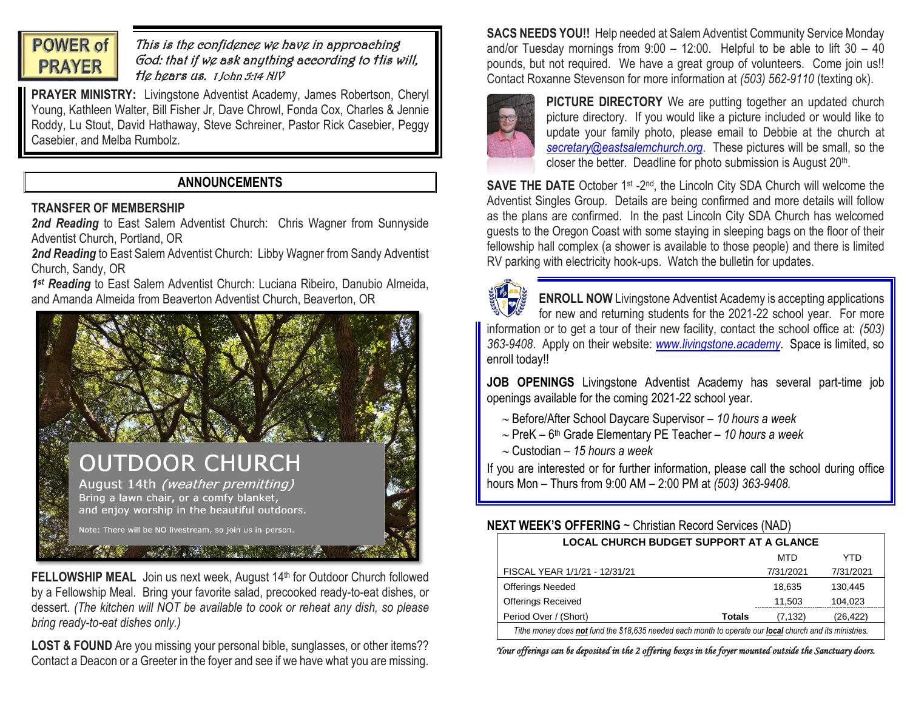**POWER of PRAYER**

*This is the confidence we have in approaching God: that if we ask anything according to His will, He hears us. 1 John 5:14 NIV*

**PRAYER MINISTRY:** Livingstone Adventist Academy, James Robertson, Cheryl Young, Kathleen Walter, Bill Fisher Jr, Dave Chrowl, Fonda Cox, Charles & Jennie Roddy, Lu Stout, David Hathaway, Steve Schreiner, Pastor Rick Casebier, Peggy Casebier, and Melba Rumbolz.

## ANNOUNCEMENTS

### TRANSFER OF MEMBERSHIP

***2nd Reading*** to East Salem Adventist Church: Chris Wagner from Sunnyside Adventist Church, Portland, OR

***2nd Reading*** to East Salem Adventist Church: Libby Wagner from Sandy Adventist Church, Sandy, OR

***1st Reading*** to East Salem Adventist Church: Luciana Ribeiro, Danubio Almeida, and Amanda Almeida from Beaverton Adventist Church, Beaverton, OR

OUTDOOR CHURCH

August 14th *(weather premitting)*

Bring a lawn chair, or a comfy blanket, and enjoy worship in the beautiful outdoors.

Note: There will be NO livestream, so join us in-person.

**FELLOWSHIP MEAL** Join us next week, August 14th for Outdoor Church followed by a Fellowship Meal. Bring your favorite salad, precooked ready-to-eat dishes, or dessert. *(The kitchen will NOT be available to cook or reheat any dish, so please bring ready-to-eat dishes only.)*

**LOST & FOUND** Are you missing your personal bible, sunglasses, or other items?? Contact a Deacon or a Greeter in the foyer and see if we have what you are missing.

**SACS NEEDS YOU!!** Help needed at Salem Adventist Community Service Monday and/or Tuesday mornings from 9:00 – 12:00. Helpful to be able to lift 30 – 40 pounds, but not required. We have a great group of volunteers. Come join us!! Contact Roxanne Stevenson for more information at *(503) 562-9110* (texting ok).

**PICTURE DIRECTORY** We are putting together an updated church picture directory. If you would like a picture included or would like to update your family photo, please email to Debbie at the church at *secretary@eastsalemchurch.org*. These pictures will be small, so the closer the better. Deadline for photo submission is August 20th.

**SAVE THE DATE** October 1st -2nd, the Lincoln City SDA Church will welcome the Adventist Singles Group. Details are being confirmed and more details will follow as the plans are confirmed. In the past Lincoln City SDA Church has welcomed guests to the Oregon Coast with some staying in sleeping bags on the floor of their fellowship hall complex (a shower is available to those people) and there is limited RV parking with electricity hook-ups. Watch the bulletin for updates.

**ENROLL NOW** Livingstone Adventist Academy is accepting applications for new and returning students for the 2021-22 school year. For more information or to get a tour of their new facility, contact the school office at: *(503) 363-9408*. Apply on their website: *www.livingstone.academy*. Space is limited, so enroll today!!

**JOB OPENINGS** Livingstone Adventist Academy has several part-time job openings available for the coming 2021-22 school year.

~ Before/After School Daycare Supervisor – *10 hours a week*
~ PreK – 6th Grade Elementary PE Teacher – *10 hours a week*
~ Custodian – *15 hours a week*

If you are interested or for further information, please call the school during office hours Mon – Thurs from 9:00 AM – 2:00 PM at *(503) 363-9408.*

**NEXT WEEK'S OFFERING** ~ Christian Record Services (NAD)

| LOCAL CHURCH BUDGET SUPPORT AT A GLANCE | | | |
|---|---|---|---|
| | | MTD | YTD |
| FISCAL YEAR 1/1/21 - 12/31/21 | | 7/31/2021 | 7/31/2021 |
| Offerings Needed | | 18,635 | 130,445 |
| Offerings Received | | 11,503 | 104,023 |
| Period Over / (Short) | **Totals** | (7,132) | (26,422) |

*Tithe money does **not** fund the $18,635 needed each month to operate our **local** church and its ministries.*

*Your offerings can be deposited in the 2 offering boxes in the foyer mounted outside the Sanctuary doors.*